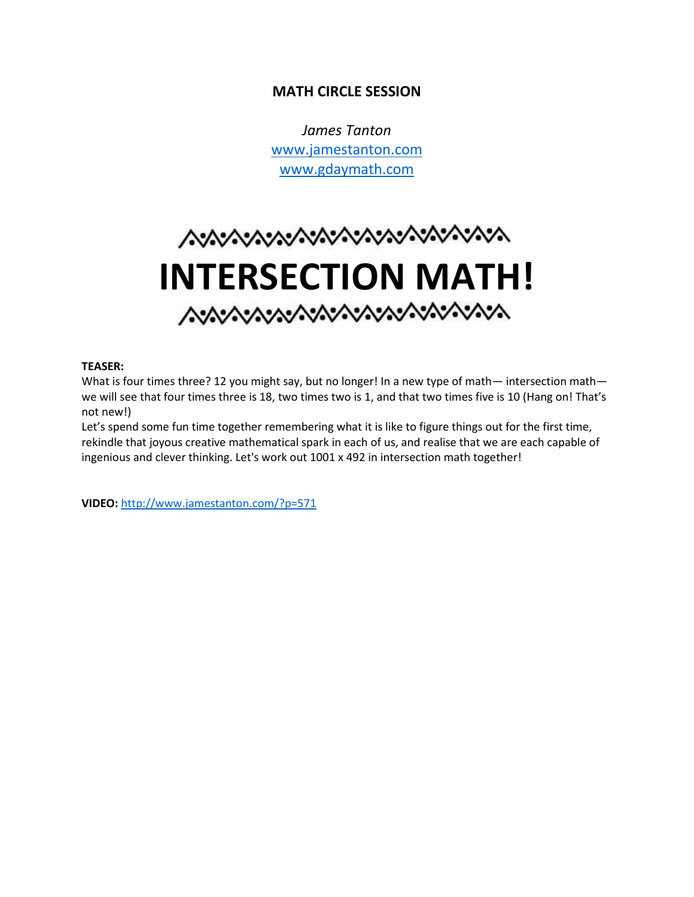**MATH CIRCLE SESSION**

*James Tanton*
www.jamestanton.com
www.gdaymath.com

# INTERSECTION MATH!

**TEASER:**
What is four times three? 12 you might say, but no longer! In a new type of math— intersection math— we will see that four times three is 18, two times two is 1, and that two times five is 10 (Hang on! That's not new!)
Let's spend some fun time together remembering what it is like to figure things out for the first time, rekindle that joyous creative mathematical spark in each of us, and realise that we are each capable of ingenious and clever thinking. Let's work out 1001 x 492 in intersection math together!

**VIDEO:** http://www.jamestanton.com/?p=571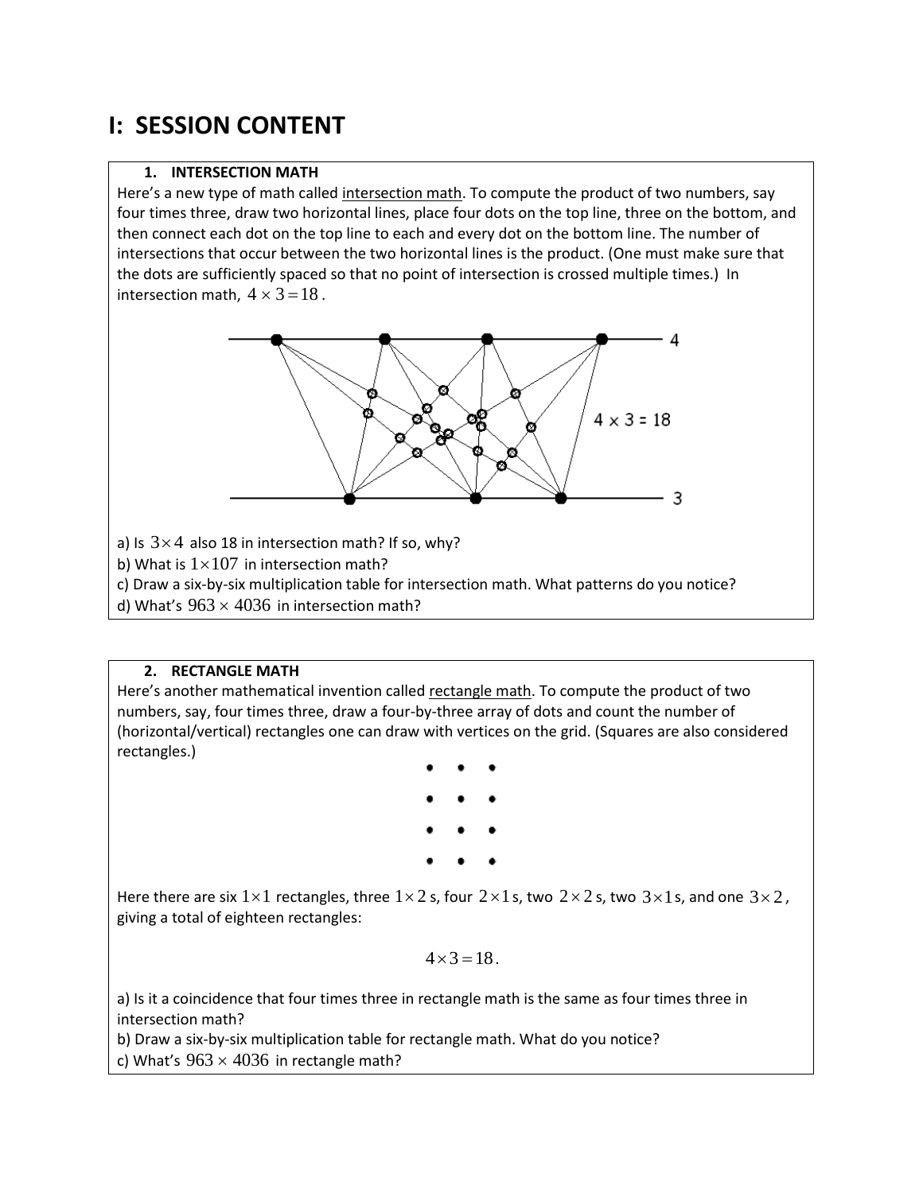# I: SESSION CONTENT

### 1. INTERSECTION MATH

Here's a new type of math called intersection math. To compute the product of two numbers, say four times three, draw two horizontal lines, place four dots on the top line, three on the bottom, and then connect each dot on the top line to each and every dot on the bottom line. The number of intersections that occur between the two horizontal lines is the product. (One must make sure that the dots are sufficiently spaced so that no point of intersection is crossed multiple times.) In intersection math, $4 \times 3 = 18$.

a) Is $3 \times 4$ also 18 in intersection math? If so, why?

b) What is $1 \times 107$ in intersection math?

c) Draw a six-by-six multiplication table for intersection math. What patterns do you notice?

d) What's $963 \times 4036$ in intersection math?

### 2. RECTANGLE MATH

Here's another mathematical invention called rectangle math. To compute the product of two numbers, say, four times three, draw a four-by-three array of dots and count the number of (horizontal/vertical) rectangles one can draw with vertices on the grid. (Squares are also considered rectangles.)

Here there are six $1 \times 1$ rectangles, three $1 \times 2$ s, four $2 \times 1$ s, two $2 \times 2$ s, two $3 \times 1$ s, and one $3 \times 2$, giving a total of eighteen rectangles:

$$4 \times 3 = 18.$$

a) Is it a coincidence that four times three in rectangle math is the same as four times three in intersection math?

b) Draw a six-by-six multiplication table for rectangle math. What do you notice?

c) What's $963 \times 4036$ in rectangle math?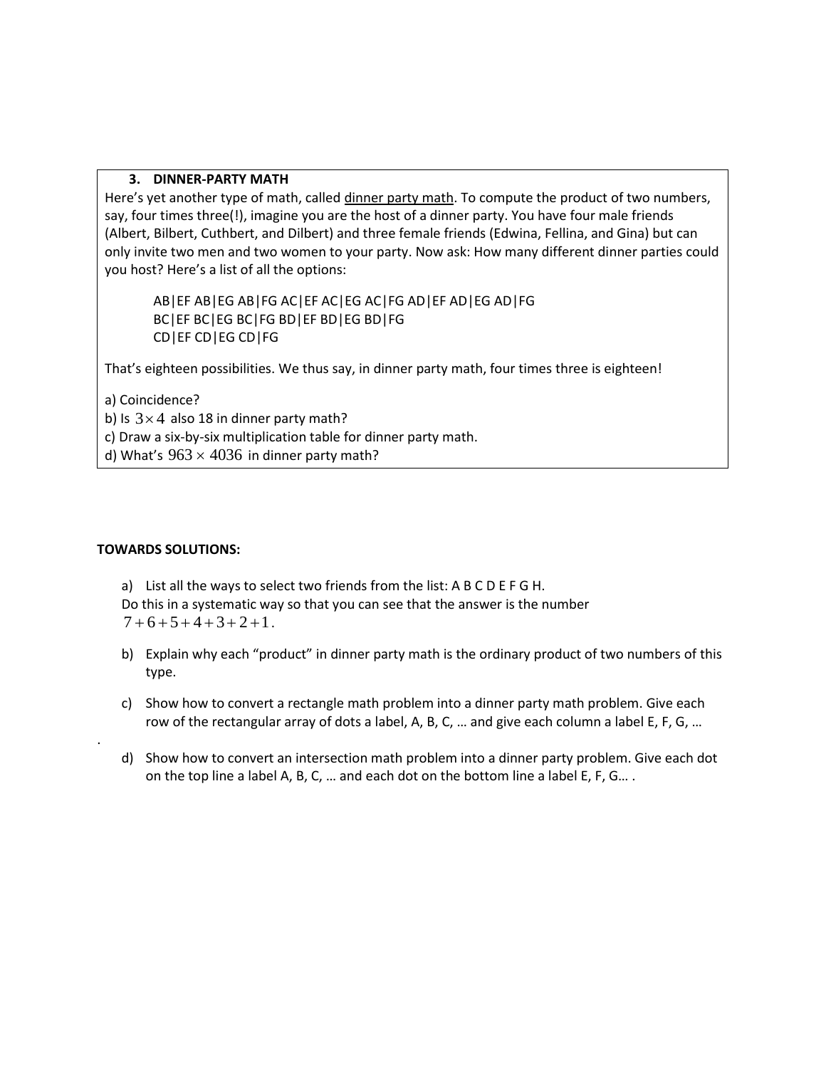### 3. DINNER-PARTY MATH

Here's yet another type of math, called dinner party math. To compute the product of two numbers, say, four times three(!), imagine you are the host of a dinner party. You have four male friends (Albert, Bilbert, Cuthbert, and Dilbert) and three female friends (Edwina, Fellina, and Gina) but can only invite two men and two women to your party. Now ask: How many different dinner parties could you host? Here's a list of all the options:

AB|EF AB|EG AB|FG AC|EF AC|EG AC|FG AD|EF AD|EG AD|FG
BC|EF BC|EG BC|FG BD|EF BD|EG BD|FG
CD|EF CD|EG CD|FG

That's eighteen possibilities. We thus say, in dinner party math, four times three is eighteen!

a) Coincidence?
b) Is $3 \times 4$ also 18 in dinner party math?
c) Draw a six-by-six multiplication table for dinner party math.
d) What's $963 \times 4036$ in dinner party math?

**TOWARDS SOLUTIONS:**

a) List all the ways to select two friends from the list: A B C D E F G H.
Do this in a systematic way so that you can see that the answer is the number $7+6+5+4+3+2+1$.

b) Explain why each "product" in dinner party math is the ordinary product of two numbers of this type.

c) Show how to convert a rectangle math problem into a dinner party math problem. Give each row of the rectangular array of dots a label, A, B, C, … and give each column a label E, F, G, …

d) Show how to convert an intersection math problem into a dinner party problem. Give each dot on the top line a label A, B, C, … and each dot on the bottom line a label E, F, G… .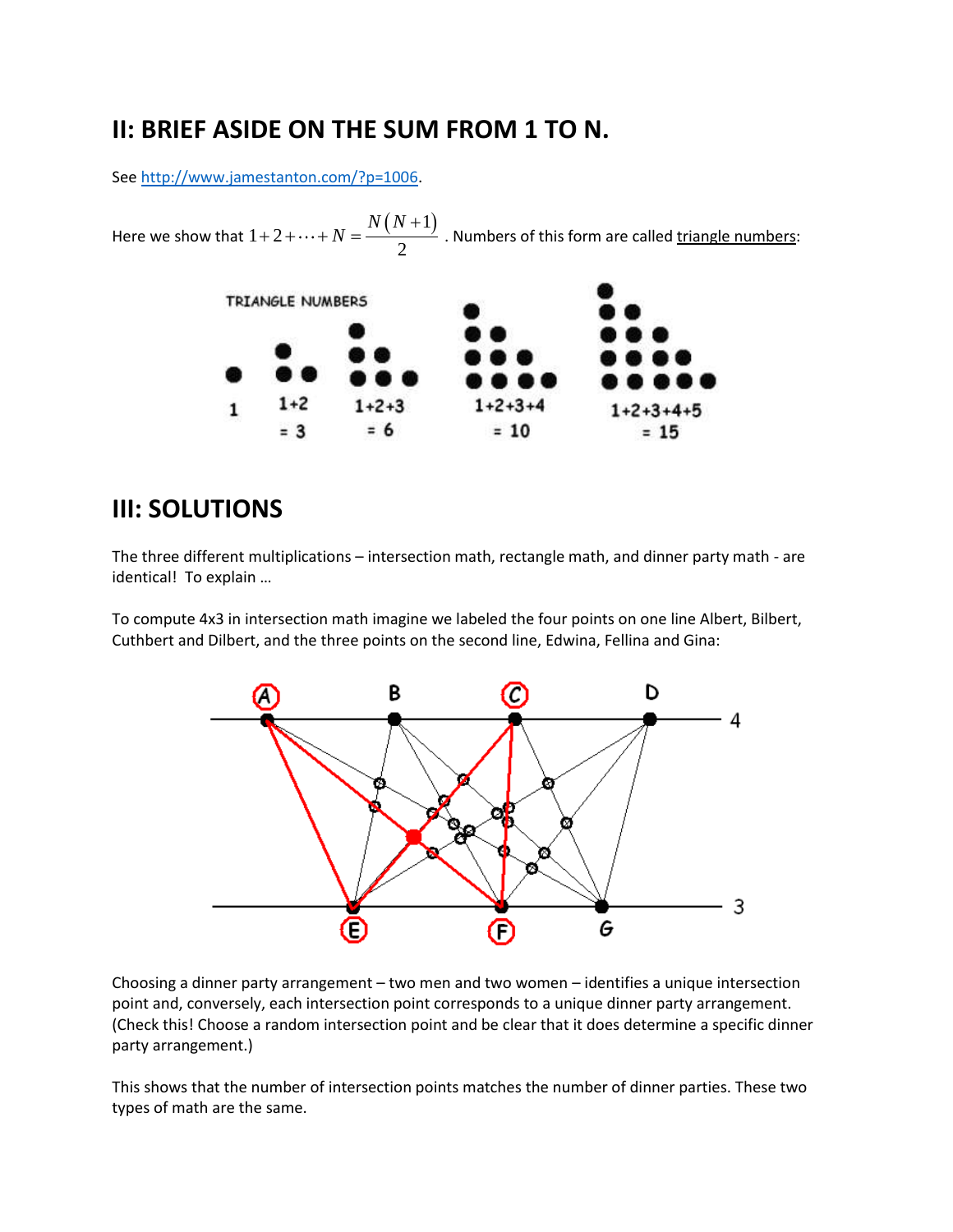## II: BRIEF ASIDE ON THE SUM FROM 1 TO N.

See http://www.jamestanton.com/?p=1006.

Here we show that $1+2+\cdots+N=\frac{N(N+1)}{2}$. Numbers of this form are called triangle numbers:

## III: SOLUTIONS

The three different multiplications – intersection math, rectangle math, and dinner party math - are identical! To explain …

To compute 4x3 in intersection math imagine we labeled the four points on one line Albert, Bilbert, Cuthbert and Dilbert, and the three points on the second line, Edwina, Fellina and Gina:

Choosing a dinner party arrangement – two men and two women – identifies a unique intersection point and, conversely, each intersection point corresponds to a unique dinner party arrangement. (Check this! Choose a random intersection point and be clear that it does determine a specific dinner party arrangement.)

This shows that the number of intersection points matches the number of dinner parties. These two types of math are the same.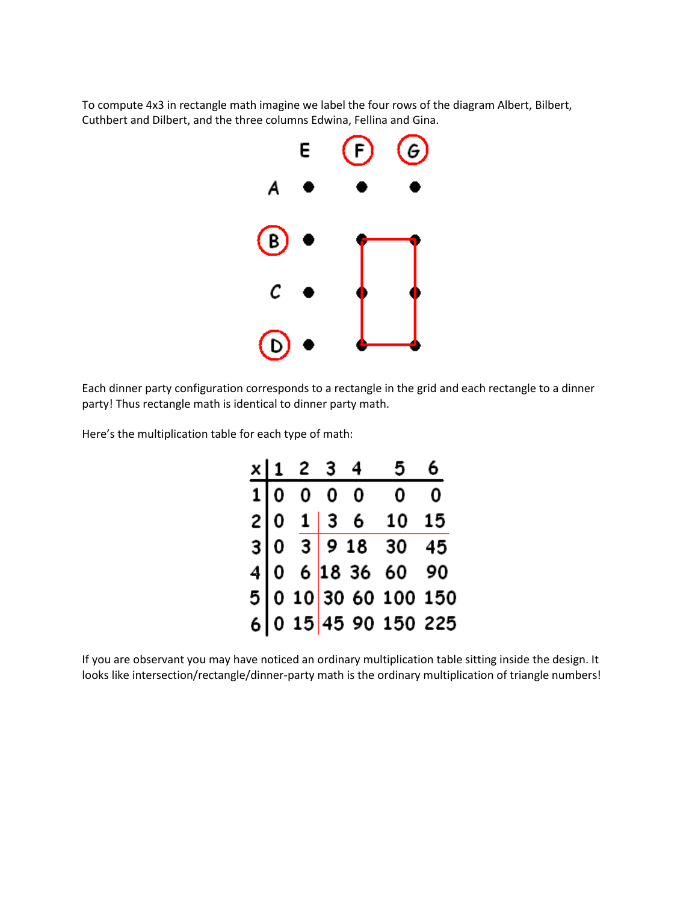To compute 4x3 in rectangle math imagine we label the four rows of the diagram Albert, Bilbert, Cuthbert and Dilbert, and the three columns Edwina, Fellina and Gina.

Each dinner party configuration corresponds to a rectangle in the grid and each rectangle to a dinner party! Thus rectangle math is identical to dinner party math.

Here's the multiplication table for each type of math:

| x | 1 | 2 | 3 | 4 | 5 | 6 |
|---|---|---|---|---|---|---|
| 1 | 0 | 0 | 0 | 0 | 0 | 0 |
| 2 | 0 | 1 | 3 | 6 | 10 | 15 |
| 3 | 0 | 3 | 9 | 18 | 30 | 45 |
| 4 | 0 | 6 | 18 | 36 | 60 | 90 |
| 5 | 0 | 10 | 30 | 60 | 100 | 150 |
| 6 | 0 | 15 | 45 | 90 | 150 | 225 |

If you are observant you may have noticed an ordinary multiplication table sitting inside the design. It looks like intersection/rectangle/dinner-party math is the ordinary multiplication of triangle numbers!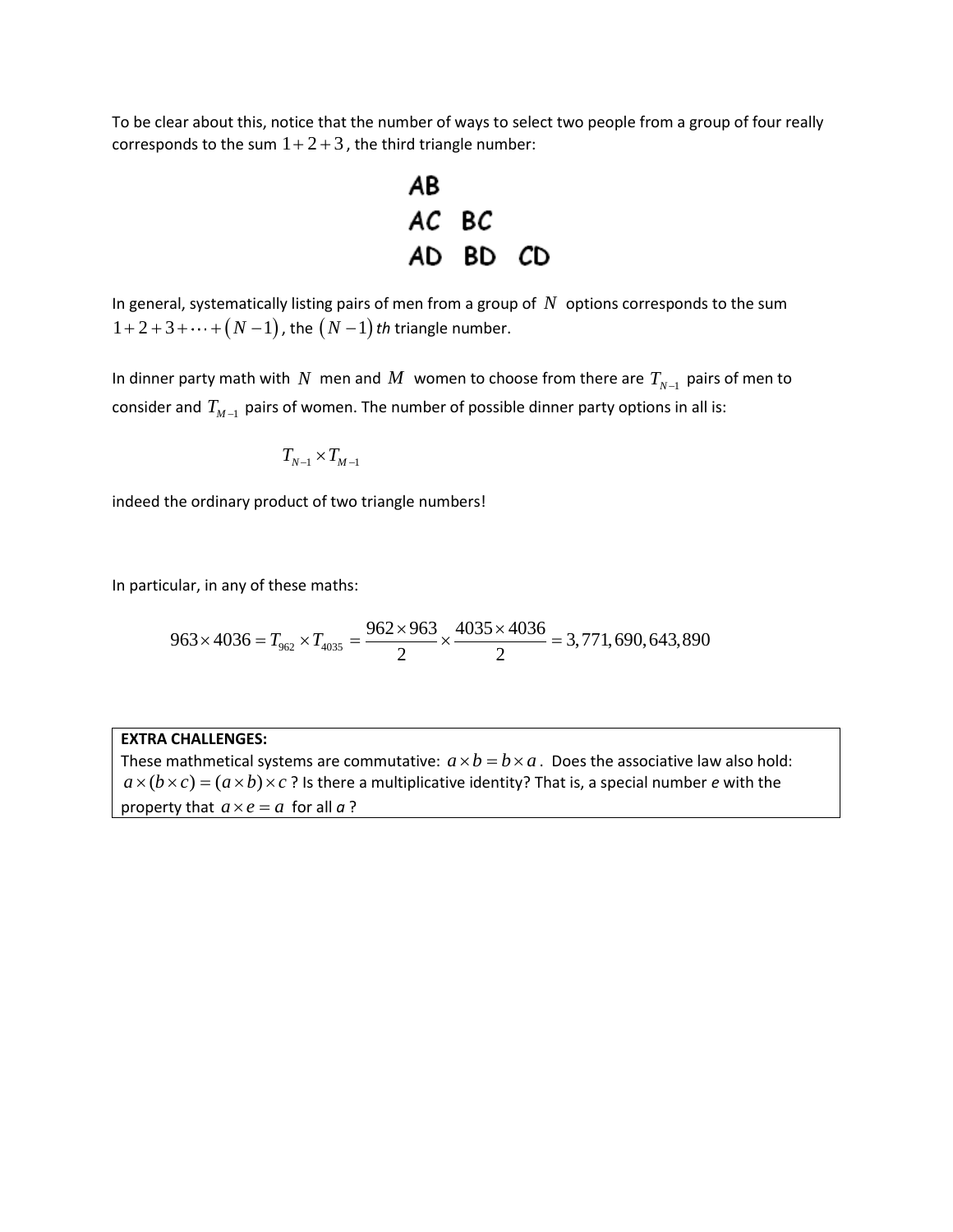To be clear about this, notice that the number of ways to select two people from a group of four really corresponds to the sum $1+2+3$, the third triangle number:

AB

AC BC

AD BD CD

In general, systematically listing pairs of men from a group of $N$ options corresponds to the sum $1+2+3+\cdots+(N-1)$, the $(N-1)$ *th* triangle number.

In dinner party math with $N$ men and $M$ women to choose from there are $T_{N-1}$ pairs of men to consider and $T_{M-1}$ pairs of women. The number of possible dinner party options in all is:

$$T_{N-1} \times T_{M-1}$$

indeed the ordinary product of two triangle numbers!

In particular, in any of these maths:

$$963 \times 4036 = T_{962} \times T_{4035} = \frac{962 \times 963}{2} \times \frac{4035 \times 4036}{2} = 3,771,690,643,890$$

**EXTRA CHALLENGES:**
These mathmetical systems are commutative: $a \times b = b \times a$. Does the associative law also hold: $a \times (b \times c) = (a \times b) \times c$ ? Is there a multiplicative identity? That is, a special number *e* with the property that $a \times e = a$ for all *a* ?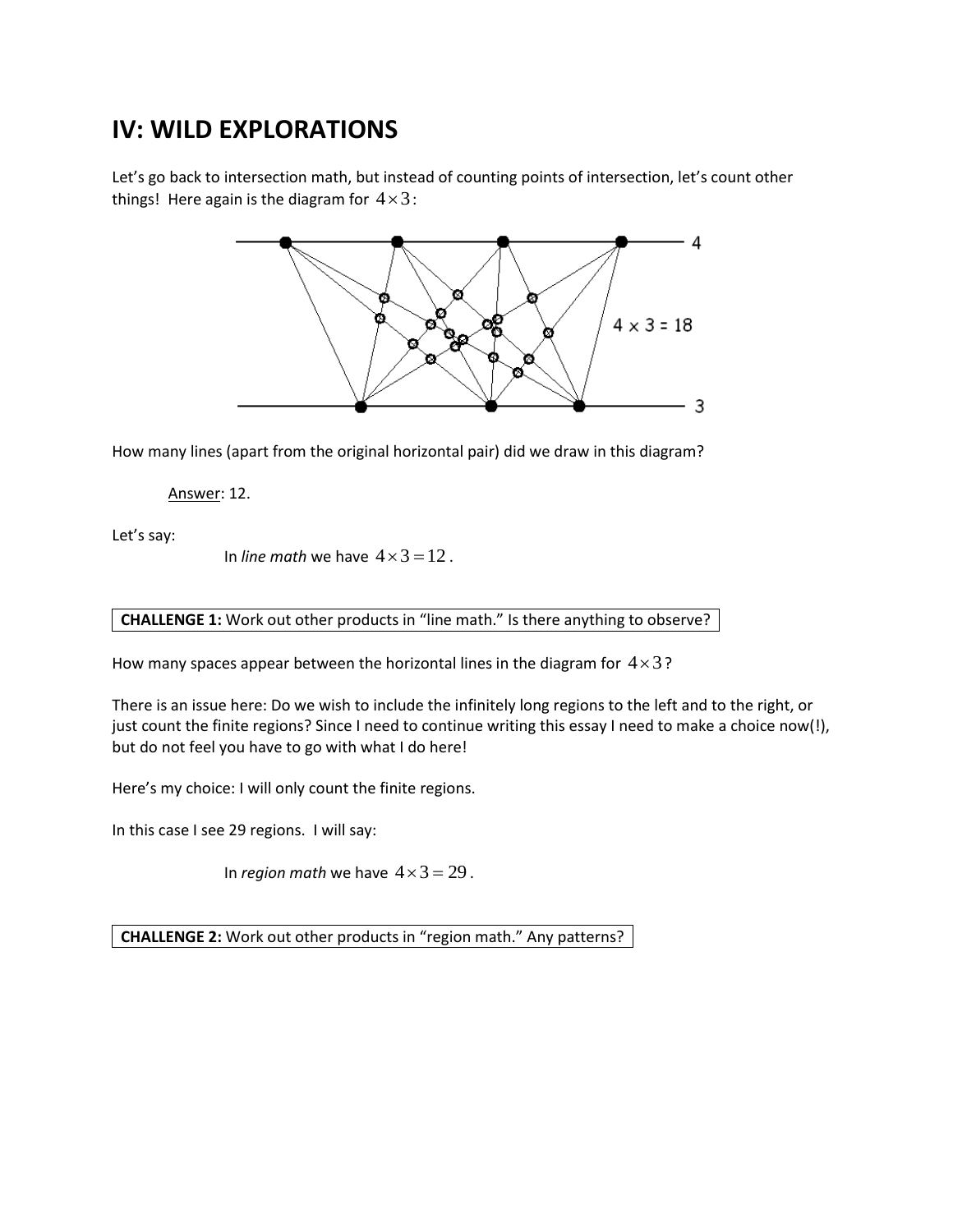## IV: WILD EXPLORATIONS

Let's go back to intersection math, but instead of counting points of intersection, let's count other things! Here again is the diagram for $4 \times 3$:

How many lines (apart from the original horizontal pair) did we draw in this diagram?

> Answer: 12.

Let's say:

> In *line math* we have $4 \times 3 = 12$.

**CHALLENGE 1:** Work out other products in "line math." Is there anything to observe?

How many spaces appear between the horizontal lines in the diagram for $4 \times 3$?

There is an issue here: Do we wish to include the infinitely long regions to the left and to the right, or just count the finite regions? Since I need to continue writing this essay I need to make a choice now(!), but do not feel you have to go with what I do here!

Here's my choice: I will only count the finite regions.

In this case I see 29 regions. I will say:

> In *region math* we have $4 \times 3 = 29$.

**CHALLENGE 2:** Work out other products in "region math." Any patterns?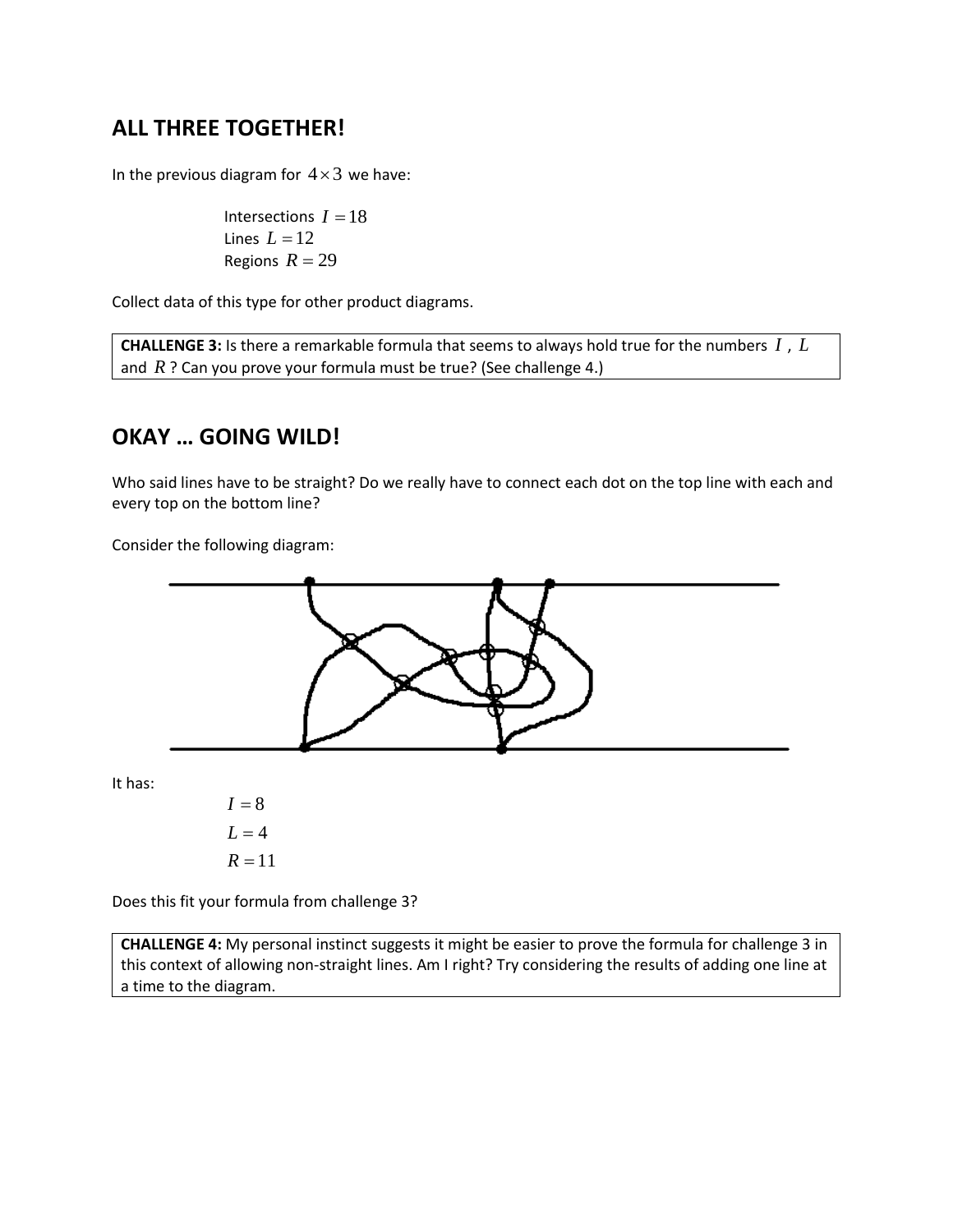## ALL THREE TOGETHER!

In the previous diagram for $4 \times 3$ we have:

Intersections $I = 18$
Lines $L = 12$
Regions $R = 29$

Collect data of this type for other product diagrams.

> **CHALLENGE 3:** Is there a remarkable formula that seems to always hold true for the numbers $I$, $L$ and $R$? Can you prove your formula must be true? (See challenge 4.)

## OKAY … GOING WILD!

Who said lines have to be straight? Do we really have to connect each dot on the top line with each and every top on the bottom line?

Consider the following diagram:

It has:

$I = 8$
$L = 4$
$R = 11$

Does this fit your formula from challenge 3?

> **CHALLENGE 4:** My personal instinct suggests it might be easier to prove the formula for challenge 3 in this context of allowing non-straight lines. Am I right? Try considering the results of adding one line at a time to the diagram.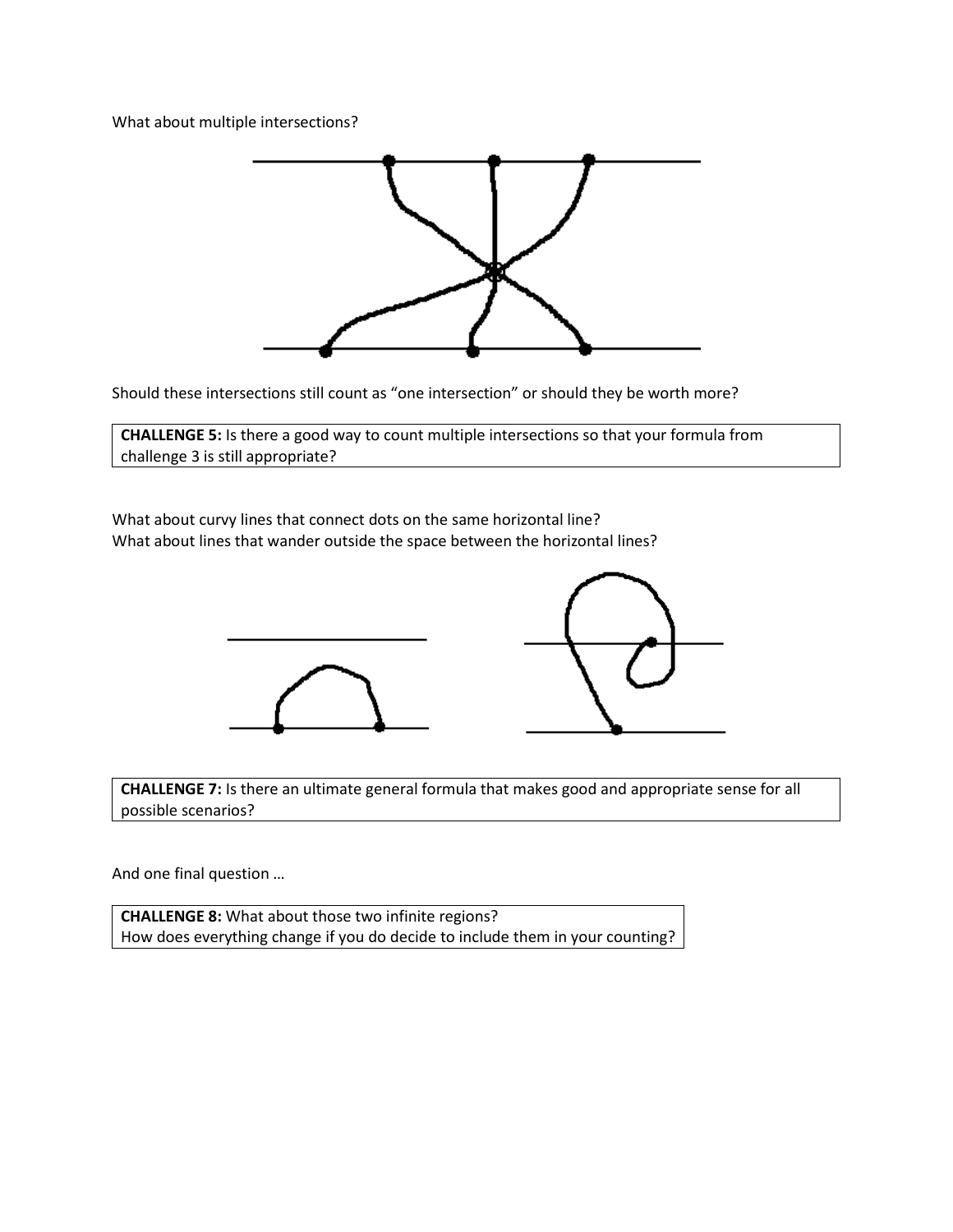What about multiple intersections?

Should these intersections still count as "one intersection" or should they be worth more?

**CHALLENGE 5:** Is there a good way to count multiple intersections so that your formula from challenge 3 is still appropriate?

What about curvy lines that connect dots on the same horizontal line?
What about lines that wander outside the space between the horizontal lines?

**CHALLENGE 7:** Is there an ultimate general formula that makes good and appropriate sense for all possible scenarios?

And one final question …

**CHALLENGE 8:** What about those two infinite regions?
How does everything change if you do decide to include them in your counting?